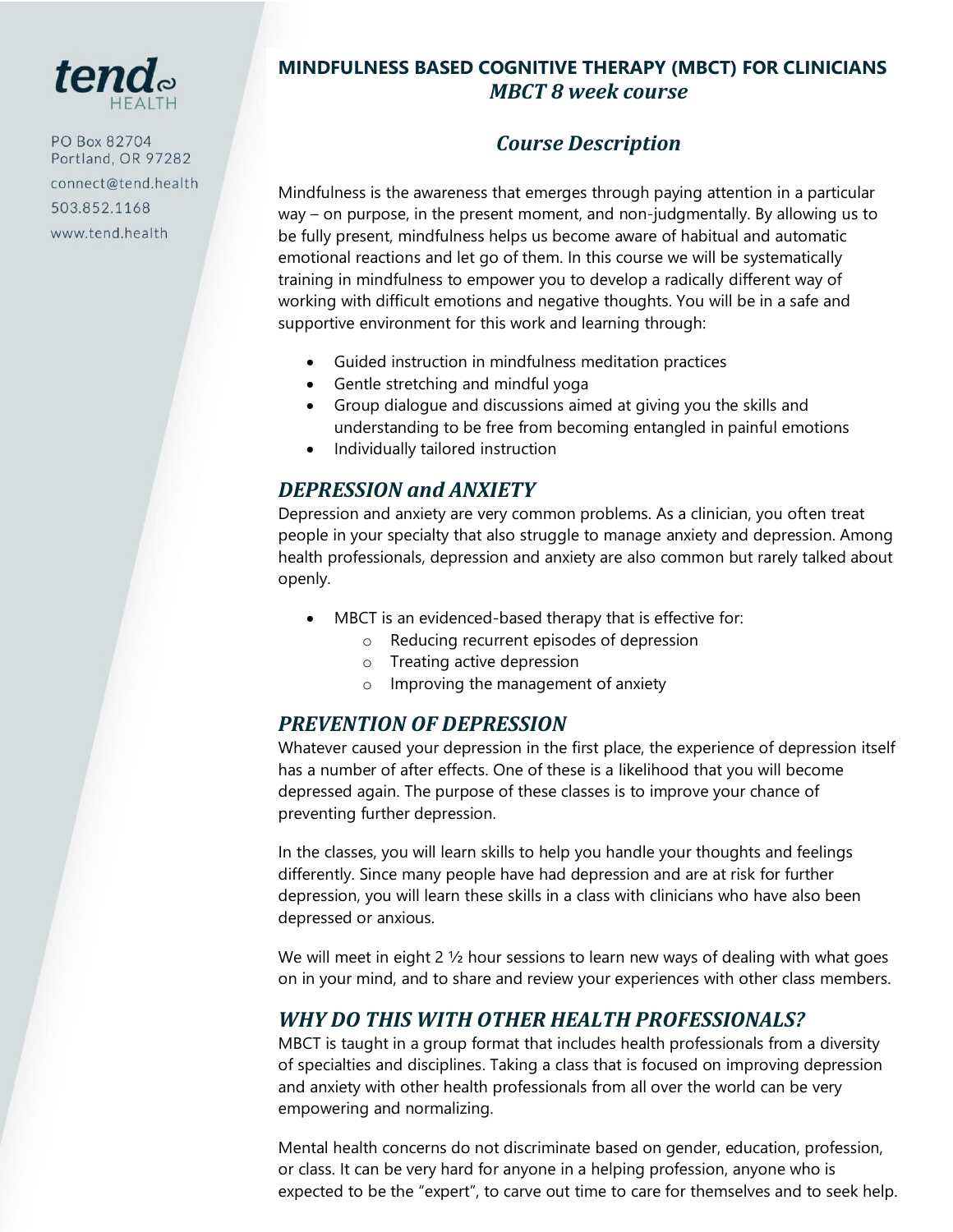tend HEALTH

PO Box 82704
Portland, OR 97282
connect@tend.health
503.852.1168
www.tend.health

# MINDFULNESS BASED COGNITIVE THERAPY (MBCT) FOR CLINICIANS

## *MBCT 8 week course*

## *Course Description*

Mindfulness is the awareness that emerges through paying attention in a particular way – on purpose, in the present moment, and non-judgmentally. By allowing us to be fully present, mindfulness helps us become aware of habitual and automatic emotional reactions and let go of them. In this course we will be systematically training in mindfulness to empower you to develop a radically different way of working with difficult emotions and negative thoughts. You will be in a safe and supportive environment for this work and learning through:

- Guided instruction in mindfulness meditation practices
- Gentle stretching and mindful yoga
- Group dialogue and discussions aimed at giving you the skills and understanding to be free from becoming entangled in painful emotions
- Individually tailored instruction

## *DEPRESSION and ANXIETY*

Depression and anxiety are very common problems. As a clinician, you often treat people in your specialty that also struggle to manage anxiety and depression. Among health professionals, depression and anxiety are also common but rarely talked about openly.

- MBCT is an evidenced-based therapy that is effective for:
  - Reducing recurrent episodes of depression
  - Treating active depression
  - Improving the management of anxiety

## *PREVENTION OF DEPRESSION*

Whatever caused your depression in the first place, the experience of depression itself has a number of after effects. One of these is a likelihood that you will become depressed again. The purpose of these classes is to improve your chance of preventing further depression.

In the classes, you will learn skills to help you handle your thoughts and feelings differently. Since many people have had depression and are at risk for further depression, you will learn these skills in a class with clinicians who have also been depressed or anxious.

We will meet in eight 2 ½ hour sessions to learn new ways of dealing with what goes on in your mind, and to share and review your experiences with other class members.

## *WHY DO THIS WITH OTHER HEALTH PROFESSIONALS?*

MBCT is taught in a group format that includes health professionals from a diversity of specialties and disciplines. Taking a class that is focused on improving depression and anxiety with other health professionals from all over the world can be very empowering and normalizing.

Mental health concerns do not discriminate based on gender, education, profession, or class. It can be very hard for anyone in a helping profession, anyone who is expected to be the "expert", to carve out time to care for themselves and to seek help.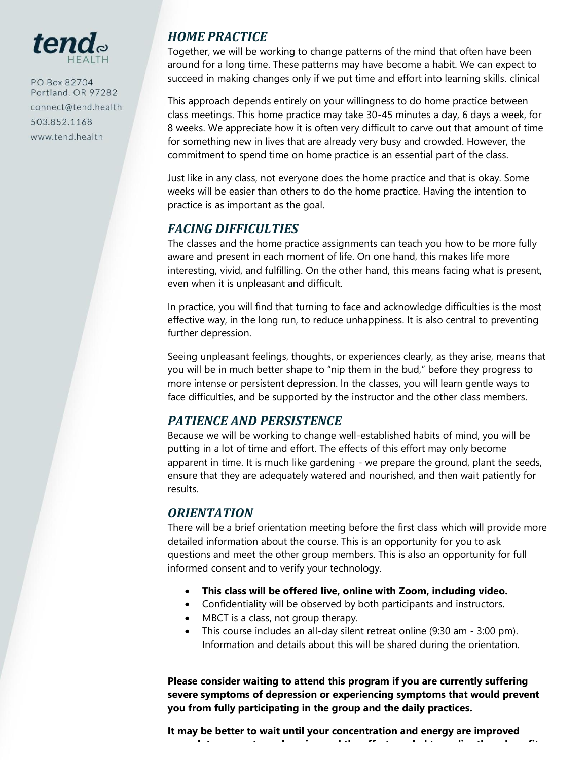tend HEALTH

PO Box 82704
Portland, OR 97282
connect@tend.health
503.852.1168
www.tend.health

## *HOME PRACTICE*

Together, we will be working to change patterns of the mind that often have been around for a long time. These patterns may have become a habit. We can expect to succeed in making changes only if we put time and effort into learning skills. clinical

This approach depends entirely on your willingness to do home practice between class meetings. This home practice may take 30-45 minutes a day, 6 days a week, for 8 weeks. We appreciate how it is often very difficult to carve out that amount of time for something new in lives that are already very busy and crowded. However, the commitment to spend time on home practice is an essential part of the class.

Just like in any class, not everyone does the home practice and that is okay. Some weeks will be easier than others to do the home practice. Having the intention to practice is as important as the goal.

## *FACING DIFFICULTIES*

The classes and the home practice assignments can teach you how to be more fully aware and present in each moment of life. On one hand, this makes life more interesting, vivid, and fulfilling. On the other hand, this means facing what is present, even when it is unpleasant and difficult.

In practice, you will find that turning to face and acknowledge difficulties is the most effective way, in the long run, to reduce unhappiness. It is also central to preventing further depression.

Seeing unpleasant feelings, thoughts, or experiences clearly, as they arise, means that you will be in much better shape to "nip them in the bud," before they progress to more intense or persistent depression. In the classes, you will learn gentle ways to face difficulties, and be supported by the instructor and the other class members.

## *PATIENCE AND PERSISTENCE*

Because we will be working to change well-established habits of mind, you will be putting in a lot of time and effort. The effects of this effort may only become apparent in time. It is much like gardening - we prepare the ground, plant the seeds, ensure that they are adequately watered and nourished, and then wait patiently for results.

## *ORIENTATION*

There will be a brief orientation meeting before the first class which will provide more detailed information about the course. This is an opportunity for you to ask questions and meet the other group members. This is also an opportunity for full informed consent and to verify your technology.

- **This class will be offered live, online with Zoom, including video.**
- Confidentiality will be observed by both participants and instructors.
- MBCT is a class, not group therapy.
- This course includes an all-day silent retreat online (9:30 am - 3:00 pm). Information and details about this will be shared during the orientation.

**Please consider waiting to attend this program if you are currently suffering severe symptoms of depression or experiencing symptoms that would prevent you from fully participating in the group and the daily practices.**

**It may be better to wait until your concentration and energy are improved**